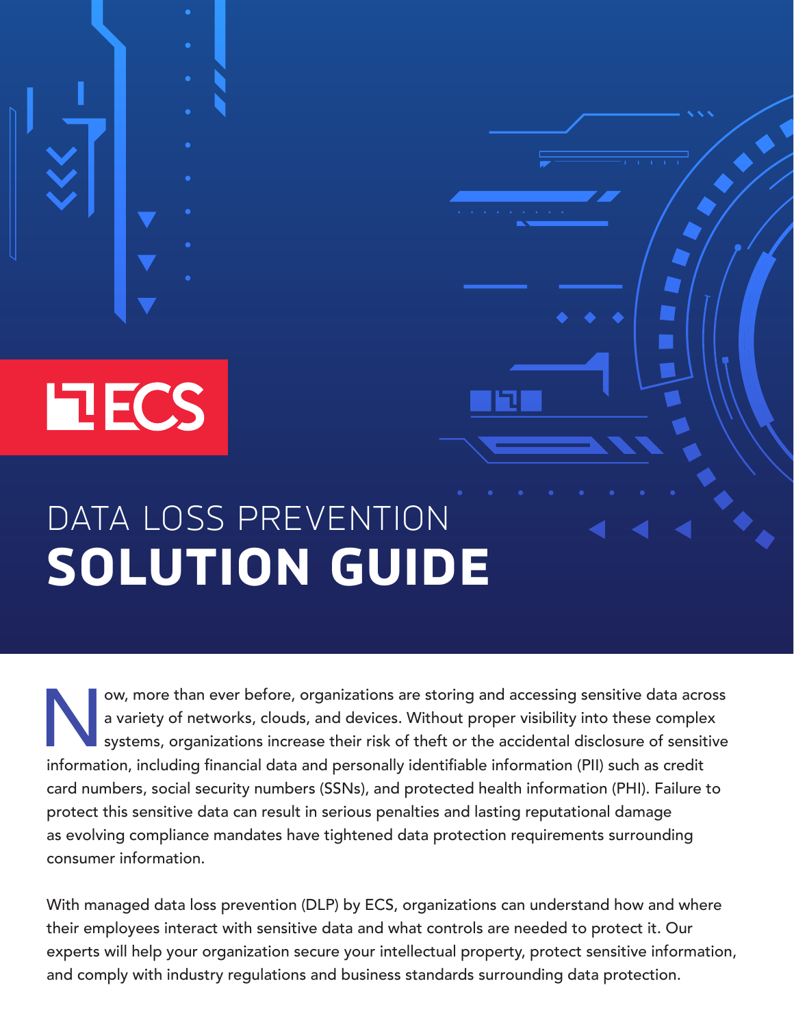ECS

# DATA LOSS PREVENTION SOLUTION GUIDE

Now, more than ever before, organizations are storing and accessing sensitive data across a variety of networks, clouds, and devices. Without proper visibility into these complex systems, organizations increase their risk of theft or the accidental disclosure of sensitive information, including financial data and personally identifiable information (PII) such as credit card numbers, social security numbers (SSNs), and protected health information (PHI). Failure to protect this sensitive data can result in serious penalties and lasting reputational damage as evolving compliance mandates have tightened data protection requirements surrounding consumer information.

With managed data loss prevention (DLP) by ECS, organizations can understand how and where their employees interact with sensitive data and what controls are needed to protect it. Our experts will help your organization secure your intellectual property, protect sensitive information, and comply with industry regulations and business standards surrounding data protection.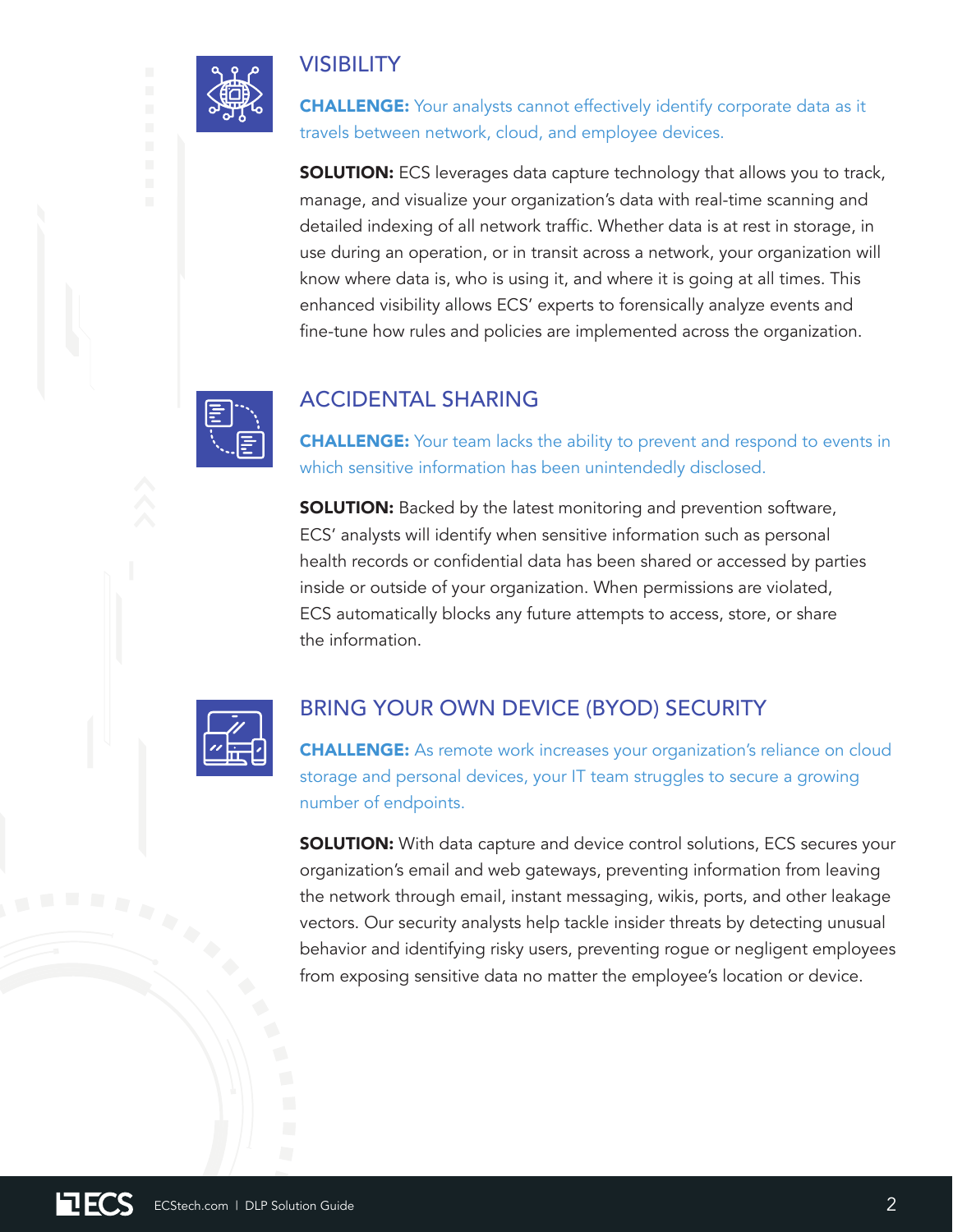## VISIBILITY

**CHALLENGE:** Your analysts cannot effectively identify corporate data as it travels between network, cloud, and employee devices.

**SOLUTION:** ECS leverages data capture technology that allows you to track, manage, and visualize your organization's data with real-time scanning and detailed indexing of all network traffic. Whether data is at rest in storage, in use during an operation, or in transit across a network, your organization will know where data is, who is using it, and where it is going at all times. This enhanced visibility allows ECS' experts to forensically analyze events and fine-tune how rules and policies are implemented across the organization.

## ACCIDENTAL SHARING

**CHALLENGE:** Your team lacks the ability to prevent and respond to events in which sensitive information has been unintendedly disclosed.

**SOLUTION:** Backed by the latest monitoring and prevention software, ECS' analysts will identify when sensitive information such as personal health records or confidential data has been shared or accessed by parties inside or outside of your organization. When permissions are violated, ECS automatically blocks any future attempts to access, store, or share the information.

## BRING YOUR OWN DEVICE (BYOD) SECURITY

**CHALLENGE:** As remote work increases your organization's reliance on cloud storage and personal devices, your IT team struggles to secure a growing number of endpoints.

**SOLUTION:** With data capture and device control solutions, ECS secures your organization's email and web gateways, preventing information from leaving the network through email, instant messaging, wikis, ports, and other leakage vectors. Our security analysts help tackle insider threats by detecting unusual behavior and identifying risky users, preventing rogue or negligent employees from exposing sensitive data no matter the employee's location or device.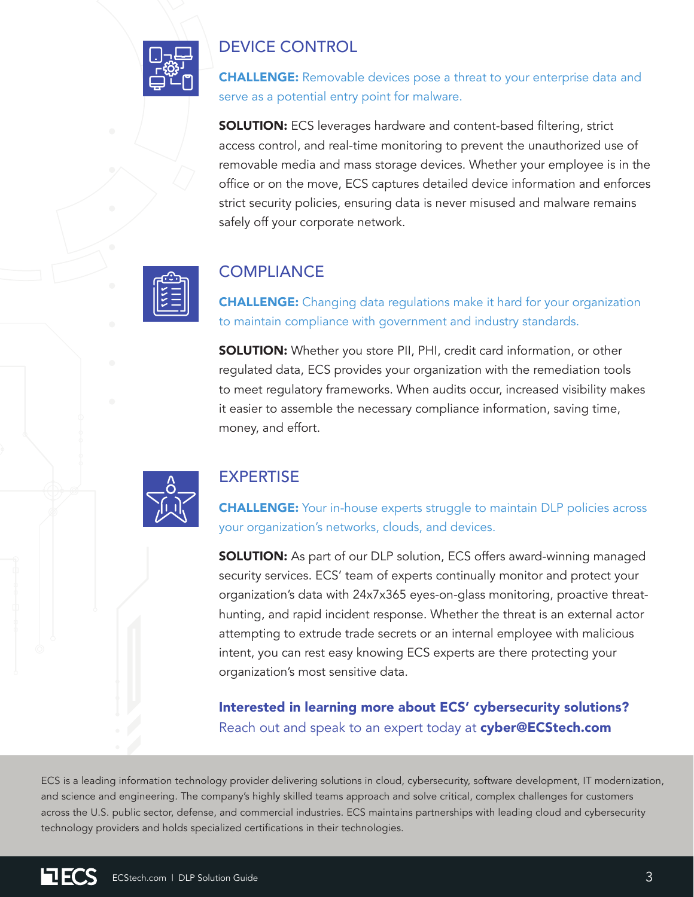## DEVICE CONTROL

**CHALLENGE:** Removable devices pose a threat to your enterprise data and serve as a potential entry point for malware.

**SOLUTION:** ECS leverages hardware and content-based filtering, strict access control, and real-time monitoring to prevent the unauthorized use of removable media and mass storage devices. Whether your employee is in the office or on the move, ECS captures detailed device information and enforces strict security policies, ensuring data is never misused and malware remains safely off your corporate network.

## COMPLIANCE

**CHALLENGE:** Changing data regulations make it hard for your organization to maintain compliance with government and industry standards.

**SOLUTION:** Whether you store PII, PHI, credit card information, or other regulated data, ECS provides your organization with the remediation tools to meet regulatory frameworks. When audits occur, increased visibility makes it easier to assemble the necessary compliance information, saving time, money, and effort.

## EXPERTISE

**CHALLENGE:** Your in-house experts struggle to maintain DLP policies across your organization's networks, clouds, and devices.

**SOLUTION:** As part of our DLP solution, ECS offers award-winning managed security services. ECS' team of experts continually monitor and protect your organization's data with 24x7x365 eyes-on-glass monitoring, proactive threat-hunting, and rapid incident response. Whether the threat is an external actor attempting to extrude trade secrets or an internal employee with malicious intent, you can rest easy knowing ECS experts are there protecting your organization's most sensitive data.

**Interested in learning more about ECS' cybersecurity solutions?**
Reach out and speak to an expert today at **cyber@ECStech.com**

ECS is a leading information technology provider delivering solutions in cloud, cybersecurity, software development, IT modernization, and science and engineering. The company's highly skilled teams approach and solve critical, complex challenges for customers across the U.S. public sector, defense, and commercial industries. ECS maintains partnerships with leading cloud and cybersecurity technology providers and holds specialized certifications in their technologies.